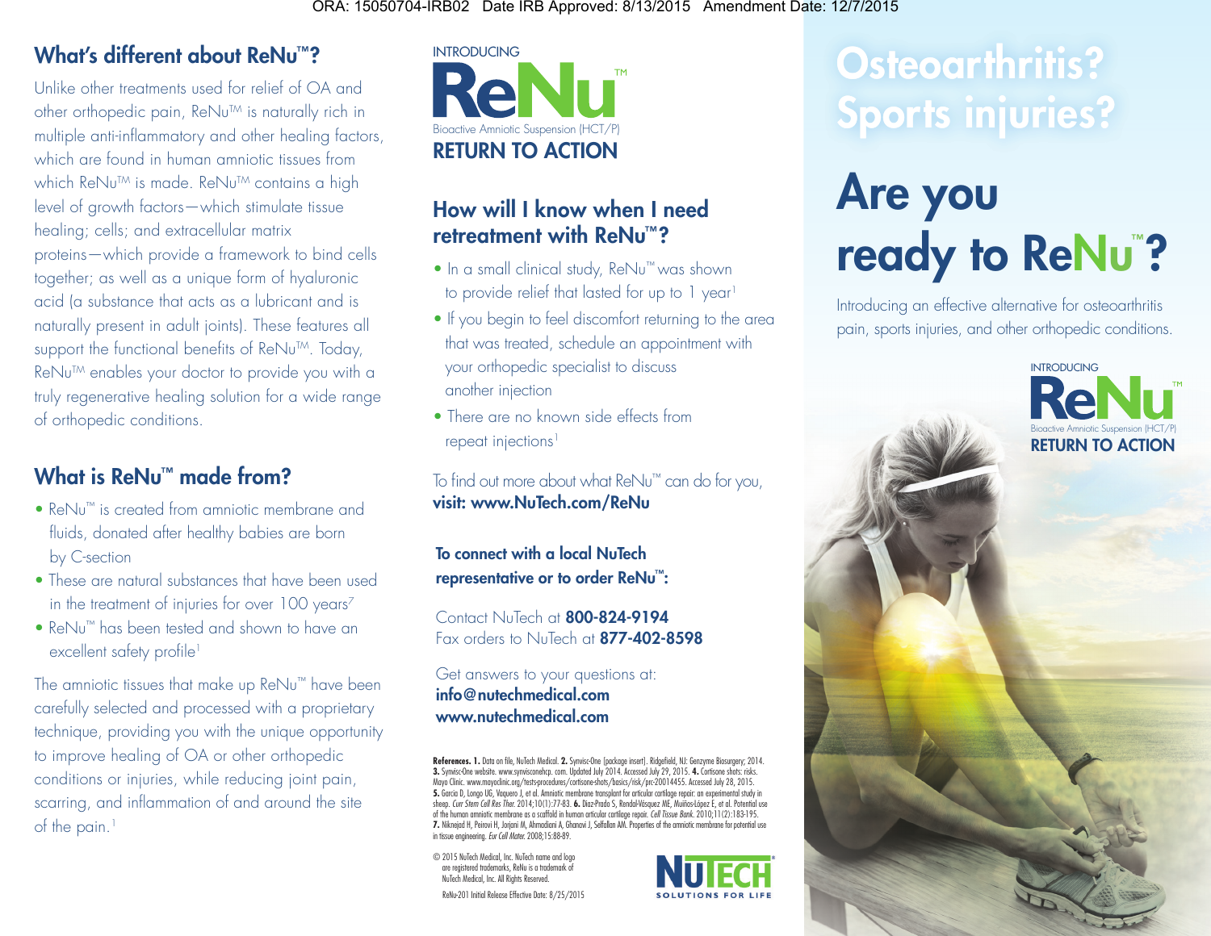ORA: 15050704-IRB02 Date IRB Approved: 8/13/2015 Amendment Date: 12/7/2015

## What's different about ReNu™?

Unlike other treatments used for relief of OA and other orthopedic pain, ReNu™ is naturally rich in multiple anti-inflammatory and other healing factors, which are found in human amniotic tissues from which ReNu™ is made. ReNu™ contains a high level of growth factors—which stimulate tissue healing; cells; and extracellular matrix proteins—which provide a framework to bind cells together; as well as a unique form of hyaluronic acid (a substance that acts as a lubricant and is naturally present in adult joints). These features all support the functional benefits of ReNu™. Today, ReNu™ enables your doctor to provide you with a truly regenerative healing solution for a wide range of orthopedic conditions.

## What is ReNu™ made from?

- ReNu™ is created from amniotic membrane and fluids, donated after healthy babies are born by C-section
- These are natural substances that have been used in the treatment of injuries for over 100 years[7]
- ReNu™ has been tested and shown to have an excellent safety profile[1]

The amniotic tissues that make up ReNu™ have been carefully selected and processed with a proprietary technique, providing you with the unique opportunity to improve healing of OA or other orthopedic conditions or injuries, while reducing joint pain, scarring, and inflammation of and around the site of the pain.[1]

INTRODUCING

# ReNu™

Bioactive Amniotic Suspension (HCT/P)

**RETURN TO ACTION**

## How will I know when I need retreatment with ReNu™?

- In a small clinical study, ReNu™ was shown to provide relief that lasted for up to 1 year[1]
- If you begin to feel discomfort returning to the area that was treated, schedule an appointment with your orthopedic specialist to discuss another injection
- There are no known side effects from repeat injections[1]

To find out more about what ReNu™ can do for you, **visit: www.NuTech.com/ReNu**

**To connect with a local NuTech representative or to order ReNu™:**

Contact NuTech at **800-824-9194**
Fax orders to NuTech at **877-402-8598**

Get answers to your questions at:
**info@nutechmedical.com**
**www.nutechmedical.com**

**References. 1.** Data on file, NuTech Medical. **2.** Synvisc-One (package insert). Ridgefield, NJ: Genzyme Biosurgery; 2014. **3.** Synvisc-One website. www.synvisconehcp.com. Updated July 2014. Accessed July 29, 2015. **4.** Cortisone shots: risks. Mayo Clinic. www.mayoclinic.org/tests-procedures/cortisone-shots/basics/risk/prc-20014455. Accessed July 28, 2015. **5.** Garcia D, Longo UG, Vaquero J, et al. Amniotic membrane transplant for articular cartilage repair: an experimental study in sheep. *Curr Stem Cell Res Ther.* 2014;10(1):77-83. **6.** Díaz-Prado S, Rendal-Vázquez ME, Muiños-López E, et al. Potential use of the human amniotic membrane as a scaffold in human articular cartilage repair. *Cell Tissue Bank.* 2010;11(2):183-195. **7.** Niknejad H, Peirovi H, Jorjani M, Ahmadiani A, Ghanavi J, Seifalian AM. Properties of the amniotic membrane for potential use in tissue engineering. *Eur Cell Mater.* 2008;15:88-89.

© 2015 NuTech Medical, Inc. NuTech name and logo are registered trademarks, ReNu is a trademark of NuTech Medical, Inc. All Rights Reserved.

ReNu-201 Initial Release Effective Date: 8/25/2015

NUTECH® SOLUTIONS FOR LIFE

# Osteoarthritis? Sports injuries?

# Are you ready to ReNu™?

Introducing an effective alternative for osteoarthritis pain, sports injuries, and other orthopedic conditions.

INTRODUCING

ReNu™

Bioactive Amniotic Suspension (HCT/P)

**RETURN TO ACTION**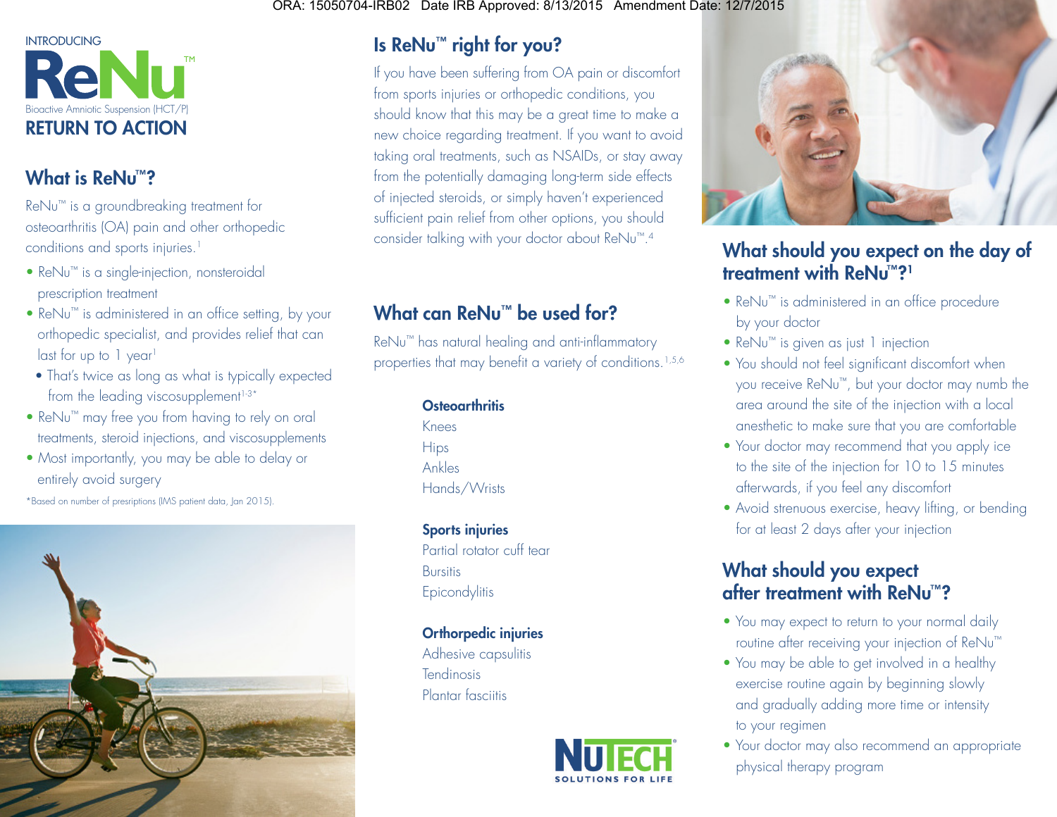ORA: 15050704-IRB02 Date IRB Approved: 8/13/2015 Amendment Date: 12/7/2015

INTRODUCING

# ReNu™

Bioactive Amniotic Suspension (HCT/P)

**RETURN TO ACTION**

## What is ReNu™?

ReNu™ is a groundbreaking treatment for osteoarthritis (OA) pain and other orthopedic conditions and sports injuries.[1]

- ReNu™ is a single-injection, nonsteroidal prescription treatment
- ReNu™ is administered in an office setting, by your orthopedic specialist, and provides relief that can last for up to 1 year[1]
  - That's twice as long as what is typically expected from the leading viscosupplement[1-3*]
- ReNu™ may free you from having to rely on oral treatments, steroid injections, and viscosupplements
- Most importantly, you may be able to delay or entirely avoid surgery

*Based on number of presriptions (IMS patient data, Jan 2015).

## Is ReNu™ right for you?

If you have been suffering from OA pain or discomfort from sports injuries or orthopedic conditions, you should know that this may be a great time to make a new choice regarding treatment. If you want to avoid taking oral treatments, such as NSAIDs, or stay away from the potentially damaging long-term side effects of injected steroids, or simply haven't experienced sufficient pain relief from other options, you should consider talking with your doctor about ReNu™.[4]

## What can ReNu™ be used for?

ReNu™ has natural healing and anti-inflammatory properties that may benefit a variety of conditions.[1,5,6]

**Osteoarthritis**
Knees
Hips
Ankles
Hands/Wrists

**Sports injuries**
Partial rotator cuff tear
Bursitis
Epicondylitis

**Orthorpedic injuries**
Adhesive capsulitis
Tendinosis
Plantar fasciitis

NUTECH
SOLUTIONS FOR LIFE

## What should you expect on the day of treatment with ReNu™?[1]

- ReNu™ is administered in an office procedure by your doctor
- ReNu™ is given as just 1 injection
- You should not feel significant discomfort when you receive ReNu™, but your doctor may numb the area around the site of the injection with a local anesthetic to make sure that you are comfortable
- Your doctor may recommend that you apply ice to the site of the injection for 10 to 15 minutes afterwards, if you feel any discomfort
- Avoid strenuous exercise, heavy lifting, or bending for at least 2 days after your injection

## What should you expect after treatment with ReNu™?

- You may expect to return to your normal daily routine after receiving your injection of ReNu™
- You may be able to get involved in a healthy exercise routine again by beginning slowly and gradually adding more time or intensity to your regimen
- Your doctor may also recommend an appropriate physical therapy program